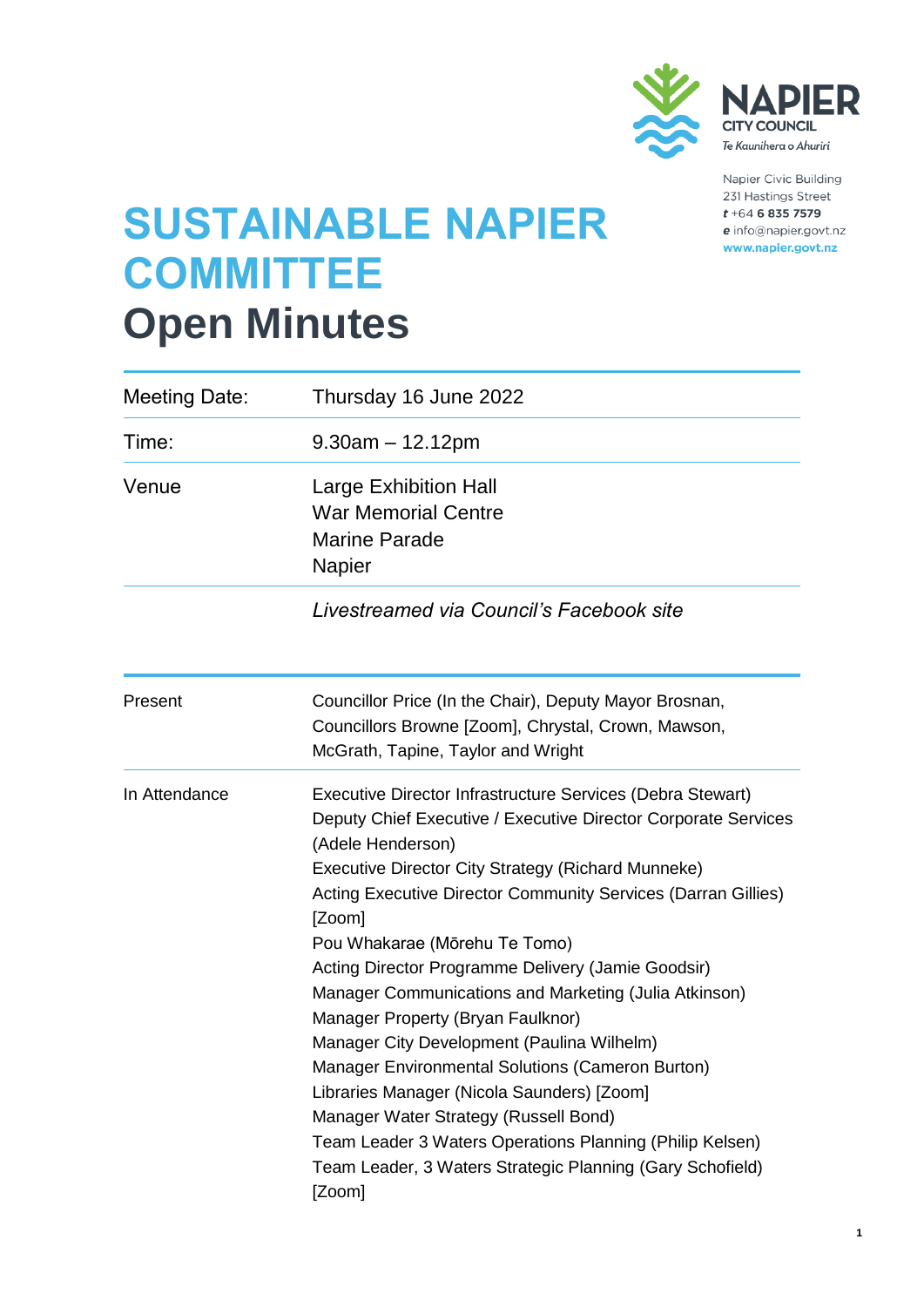NAPIER CITY COUNCIL
Te Kaunihera o Ahuriri

Napier Civic Building
231 Hastings Street
t +64 6 835 7579
e info@napier.govt.nz
www.napier.govt.nz

# SUSTAINABLE NAPIER COMMITTEE
# Open Minutes

| | |
|---|---|
| Meeting Date: | Thursday 16 June 2022 |
| Time: | 9.30am – 12.12pm |
| Venue | Large Exhibition Hall<br>War Memorial Centre<br>Marine Parade<br>Napier |
| | *Livestreamed via Council's Facebook site* |

| | |
|---|---|
| Present | Councillor Price (In the Chair), Deputy Mayor Brosnan, Councillors Browne [Zoom], Chrystal, Crown, Mawson, McGrath, Tapine, Taylor and Wright |
| In Attendance | Executive Director Infrastructure Services (Debra Stewart)<br>Deputy Chief Executive / Executive Director Corporate Services (Adele Henderson)<br>Executive Director City Strategy (Richard Munneke)<br>Acting Executive Director Community Services (Darran Gillies) [Zoom]<br>Pou Whakarae (Mōrehu Te Tomo)<br>Acting Director Programme Delivery (Jamie Goodsir)<br>Manager Communications and Marketing (Julia Atkinson)<br>Manager Property (Bryan Faulknor)<br>Manager City Development (Paulina Wilhelm)<br>Manager Environmental Solutions (Cameron Burton)<br>Libraries Manager (Nicola Saunders) [Zoom]<br>Manager Water Strategy (Russell Bond)<br>Team Leader 3 Waters Operations Planning (Philip Kelsen)<br>Team Leader, 3 Waters Strategic Planning (Gary Schofield) [Zoom] |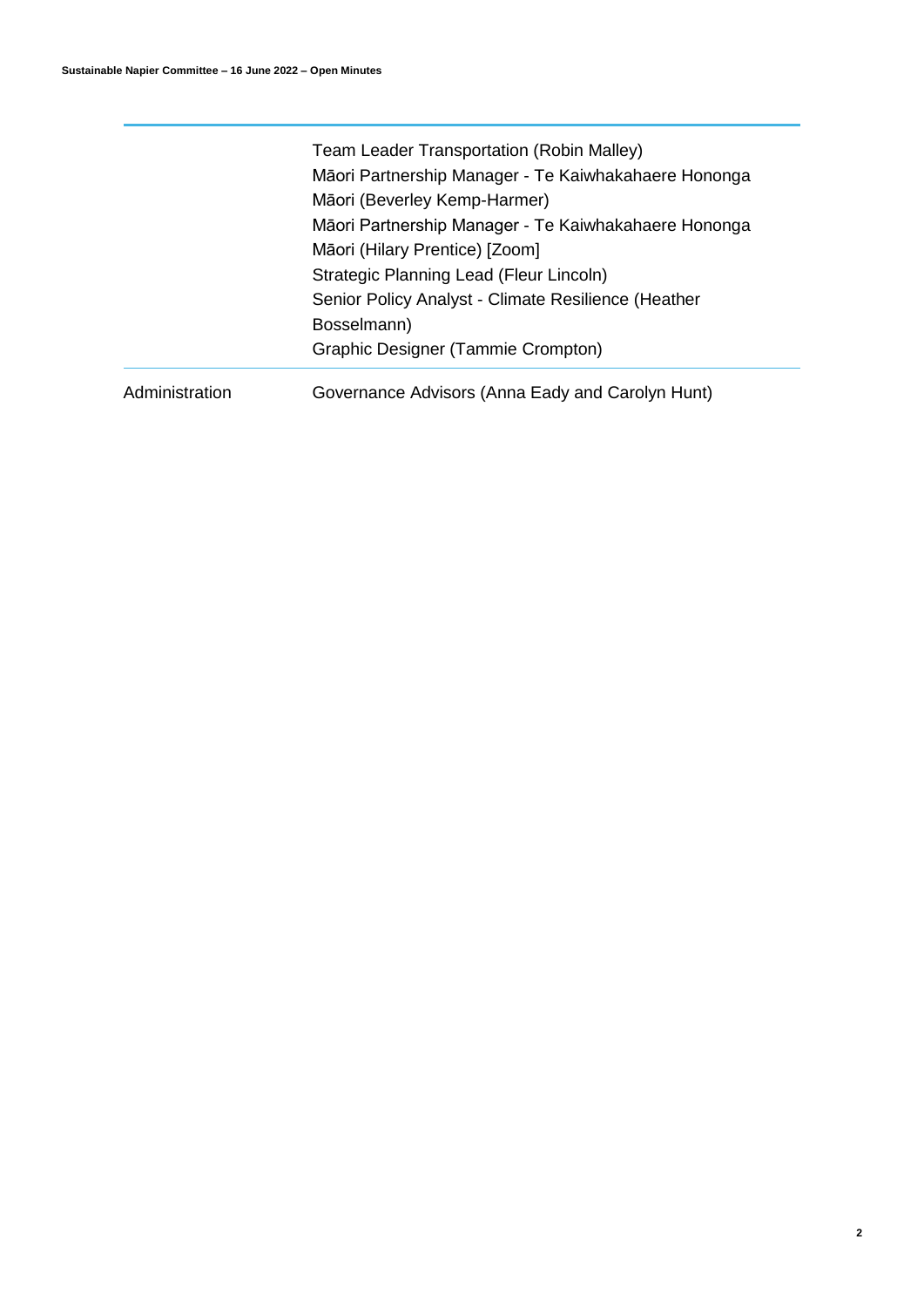|  |  |
| --- | --- |
|  | Team Leader Transportation (Robin Malley)<br>Māori Partnership Manager - Te Kaiwhakahaere Hononga Māori (Beverley Kemp-Harmer)<br>Māori Partnership Manager - Te Kaiwhakahaere Hononga Māori (Hilary Prentice) [Zoom]<br>Strategic Planning Lead (Fleur Lincoln)<br>Senior Policy Analyst - Climate Resilience (Heather Bosselmann)<br>Graphic Designer (Tammie Crompton) |
| Administration | Governance Advisors (Anna Eady and Carolyn Hunt) |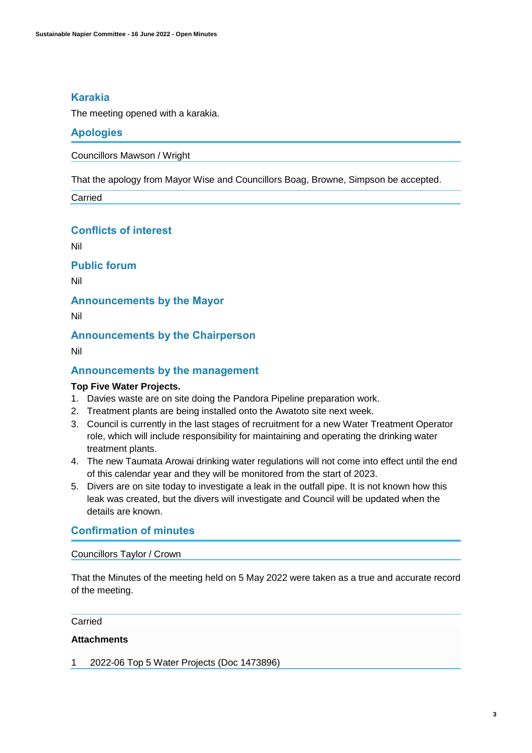## Karakia

The meeting opened with a karakia.

## Apologies

Councillors Mawson / Wright

That the apology from Mayor Wise and Councillors Boag, Browne, Simpson be accepted.

Carried

## Conflicts of interest

Nil

## Public forum

Nil

## Announcements by the Mayor

Nil

## Announcements by the Chairperson

Nil

## Announcements by the management

**Top Five Water Projects.**

1. Davies waste are on site doing the Pandora Pipeline preparation work.
2. Treatment plants are being installed onto the Awatoto site next week.
3. Council is currently in the last stages of recruitment for a new Water Treatment Operator role, which will include responsibility for maintaining and operating the drinking water treatment plants.
4. The new Taumata Arowai drinking water regulations will not come into effect until the end of this calendar year and they will be monitored from the start of 2023.
5. Divers are on site today to investigate a leak in the outfall pipe. It is not known how this leak was created, but the divers will investigate and Council will be updated when the details are known.

## Confirmation of minutes

Councillors Taylor / Crown

That the Minutes of the meeting held on 5 May 2022 were taken as a true and accurate record of the meeting.

Carried

**Attachments**

1 2022-06 Top 5 Water Projects (Doc 1473896)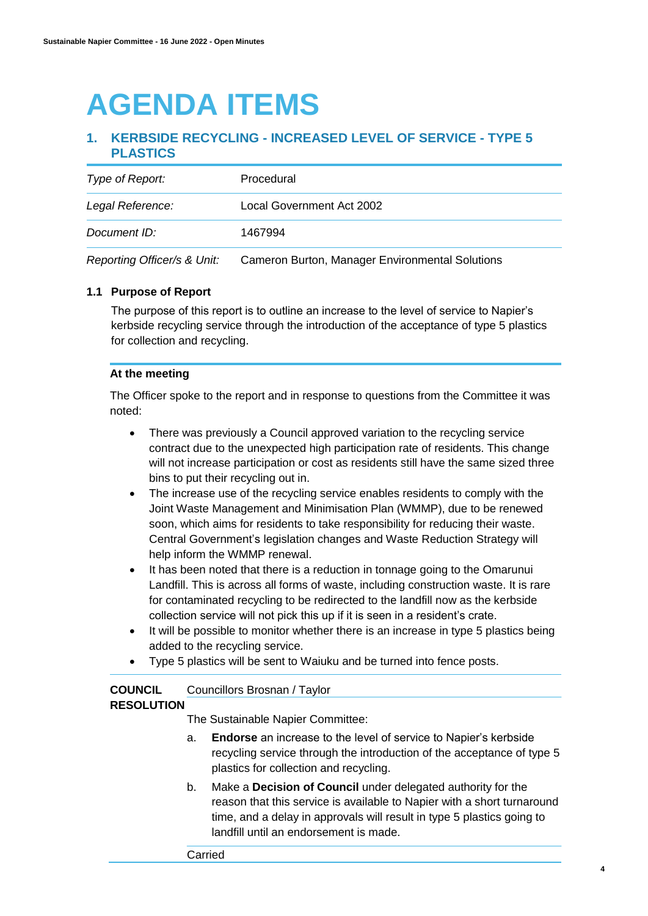# AGENDA ITEMS

## 1. KERBSIDE RECYCLING - INCREASED LEVEL OF SERVICE - TYPE 5 PLASTICS

| | |
|---|---|
| *Type of Report:* | Procedural |
| *Legal Reference:* | Local Government Act 2002 |
| *Document ID:* | 1467994 |
| *Reporting Officer/s & Unit:* | Cameron Burton, Manager Environmental Solutions |

### 1.1 Purpose of Report

The purpose of this report is to outline an increase to the level of service to Napier's kerbside recycling service through the introduction of the acceptance of type 5 plastics for collection and recycling.

**At the meeting**

The Officer spoke to the report and in response to questions from the Committee it was noted:

- There was previously a Council approved variation to the recycling service contract due to the unexpected high participation rate of residents. This change will not increase participation or cost as residents still have the same sized three bins to put their recycling out in.
- The increase use of the recycling service enables residents to comply with the Joint Waste Management and Minimisation Plan (WMMP), due to be renewed soon, which aims for residents to take responsibility for reducing their waste. Central Government's legislation changes and Waste Reduction Strategy will help inform the WMMP renewal.
- It has been noted that there is a reduction in tonnage going to the Omarunui Landfill. This is across all forms of waste, including construction waste. It is rare for contaminated recycling to be redirected to the landfill now as the kerbside collection service will not pick this up if it is seen in a resident's crate.
- It will be possible to monitor whether there is an increase in type 5 plastics being added to the recycling service.
- Type 5 plastics will be sent to Waiuku and be turned into fence posts.

**COUNCIL RESOLUTION** Councillors Brosnan / Taylor

The Sustainable Napier Committee:

a. **Endorse** an increase to the level of service to Napier's kerbside recycling service through the introduction of the acceptance of type 5 plastics for collection and recycling.

b. Make a **Decision of Council** under delegated authority for the reason that this service is available to Napier with a short turnaround time, and a delay in approvals will result in type 5 plastics going to landfill until an endorsement is made.

Carried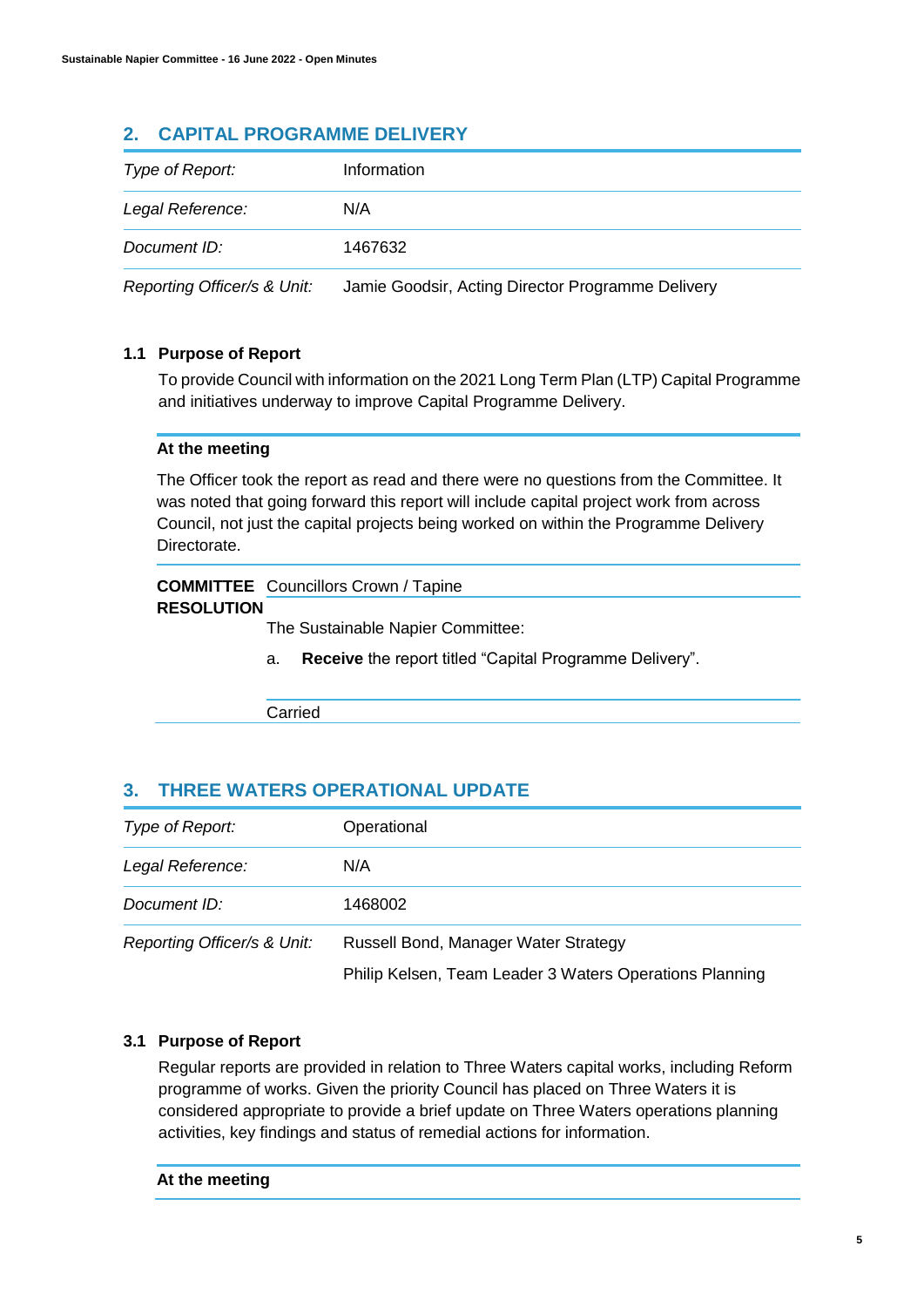## 2. CAPITAL PROGRAMME DELIVERY

| | |
|---|---|
| *Type of Report:* | Information |
| *Legal Reference:* | N/A |
| *Document ID:* | 1467632 |
| *Reporting Officer/s & Unit:* | Jamie Goodsir, Acting Director Programme Delivery |

### 1.1 Purpose of Report

To provide Council with information on the 2021 Long Term Plan (LTP) Capital Programme and initiatives underway to improve Capital Programme Delivery.

**At the meeting**

The Officer took the report as read and there were no questions from the Committee. It was noted that going forward this report will include capital project work from across Council, not just the capital projects being worked on within the Programme Delivery Directorate.

**COMMITTEE RESOLUTION** Councillors Crown / Tapine

The Sustainable Napier Committee:

a. **Receive** the report titled "Capital Programme Delivery".

Carried

## 3. THREE WATERS OPERATIONAL UPDATE

| | |
|---|---|
| *Type of Report:* | Operational |
| *Legal Reference:* | N/A |
| *Document ID:* | 1468002 |
| *Reporting Officer/s & Unit:* | Russell Bond, Manager Water Strategy<br>Philip Kelsen, Team Leader 3 Waters Operations Planning |

### 3.1 Purpose of Report

Regular reports are provided in relation to Three Waters capital works, including Reform programme of works. Given the priority Council has placed on Three Waters it is considered appropriate to provide a brief update on Three Waters operations planning activities, key findings and status of remedial actions for information.

**At the meeting**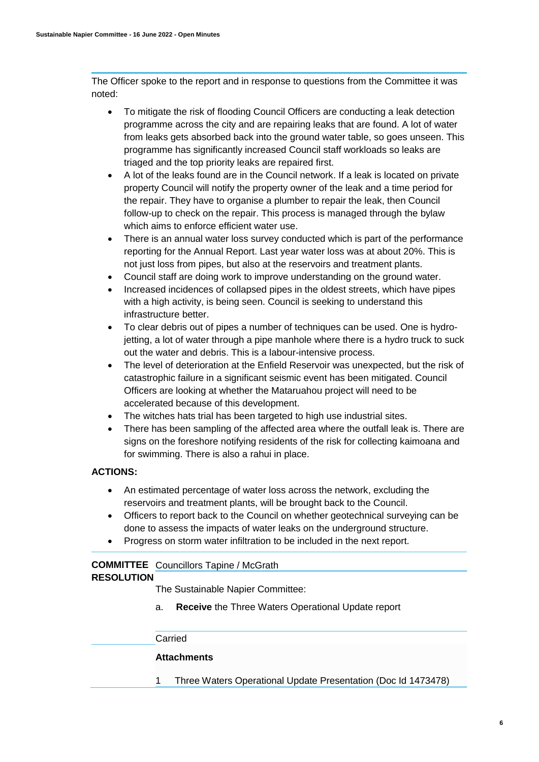The Officer spoke to the report and in response to questions from the Committee it was noted:

- To mitigate the risk of flooding Council Officers are conducting a leak detection programme across the city and are repairing leaks that are found. A lot of water from leaks gets absorbed back into the ground water table, so goes unseen. This programme has significantly increased Council staff workloads so leaks are triaged and the top priority leaks are repaired first.
- A lot of the leaks found are in the Council network. If a leak is located on private property Council will notify the property owner of the leak and a time period for the repair. They have to organise a plumber to repair the leak, then Council follow-up to check on the repair. This process is managed through the bylaw which aims to enforce efficient water use.
- There is an annual water loss survey conducted which is part of the performance reporting for the Annual Report. Last year water loss was at about 20%. This is not just loss from pipes, but also at the reservoirs and treatment plants.
- Council staff are doing work to improve understanding on the ground water.
- Increased incidences of collapsed pipes in the oldest streets, which have pipes with a high activity, is being seen. Council is seeking to understand this infrastructure better.
- To clear debris out of pipes a number of techniques can be used. One is hydro-jetting, a lot of water through a pipe manhole where there is a hydro truck to suck out the water and debris. This is a labour-intensive process.
- The level of deterioration at the Enfield Reservoir was unexpected, but the risk of catastrophic failure in a significant seismic event has been mitigated. Council Officers are looking at whether the Mataruahou project will need to be accelerated because of this development.
- The witches hats trial has been targeted to high use industrial sites.
- There has been sampling of the affected area where the outfall leak is. There are signs on the foreshore notifying residents of the risk for collecting kaimoana and for swimming. There is also a rahui in place.

**ACTIONS:**

- An estimated percentage of water loss across the network, excluding the reservoirs and treatment plants, will be brought back to the Council.
- Officers to report back to the Council on whether geotechnical surveying can be done to assess the impacts of water leaks on the underground structure.
- Progress on storm water infiltration to be included in the next report.

**COMMITTEE RESOLUTION** Councillors Tapine / McGrath

The Sustainable Napier Committee:

a. **Receive** the Three Waters Operational Update report

Carried

**Attachments**

1 Three Waters Operational Update Presentation (Doc Id 1473478)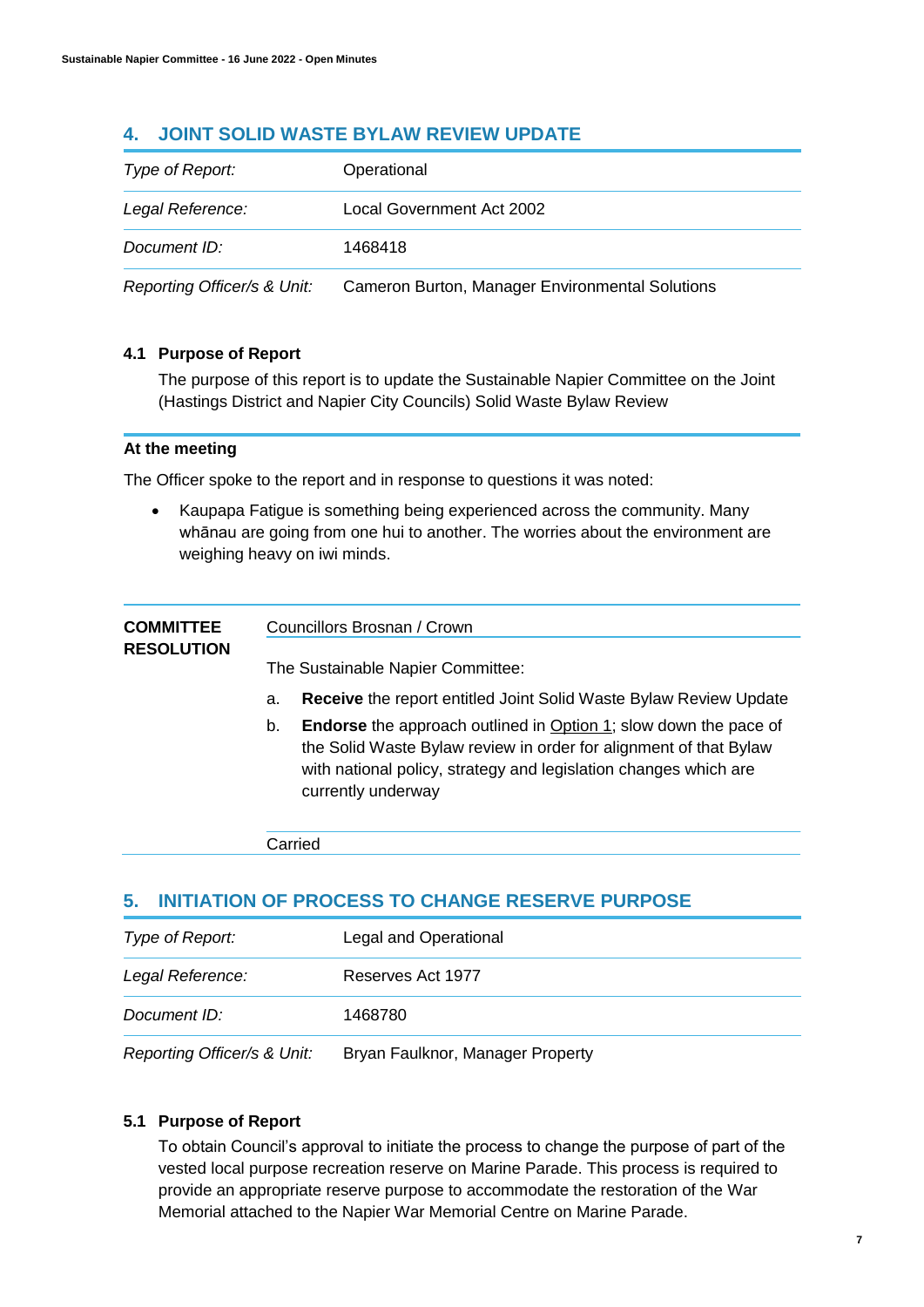## 4. JOINT SOLID WASTE BYLAW REVIEW UPDATE

| | |
|---|---|
| *Type of Report:* | Operational |
| *Legal Reference:* | Local Government Act 2002 |
| *Document ID:* | 1468418 |
| *Reporting Officer/s & Unit:* | Cameron Burton, Manager Environmental Solutions |

### 4.1 Purpose of Report

The purpose of this report is to update the Sustainable Napier Committee on the Joint (Hastings District and Napier City Councils) Solid Waste Bylaw Review

**At the meeting**

The Officer spoke to the report and in response to questions it was noted:

- Kaupapa Fatigue is something being experienced across the community. Many whānau are going from one hui to another. The worries about the environment are weighing heavy on iwi minds.

**COMMITTEE RESOLUTION**

Councillors Brosnan / Crown

The Sustainable Napier Committee:

a. **Receive** the report entitled Joint Solid Waste Bylaw Review Update

b. **Endorse** the approach outlined in Option 1; slow down the pace of the Solid Waste Bylaw review in order for alignment of that Bylaw with national policy, strategy and legislation changes which are currently underway

Carried

## 5. INITIATION OF PROCESS TO CHANGE RESERVE PURPOSE

| | |
|---|---|
| *Type of Report:* | Legal and Operational |
| *Legal Reference:* | Reserves Act 1977 |
| *Document ID:* | 1468780 |
| *Reporting Officer/s & Unit:* | Bryan Faulknor, Manager Property |

### 5.1 Purpose of Report

To obtain Council's approval to initiate the process to change the purpose of part of the vested local purpose recreation reserve on Marine Parade. This process is required to provide an appropriate reserve purpose to accommodate the restoration of the War Memorial attached to the Napier War Memorial Centre on Marine Parade.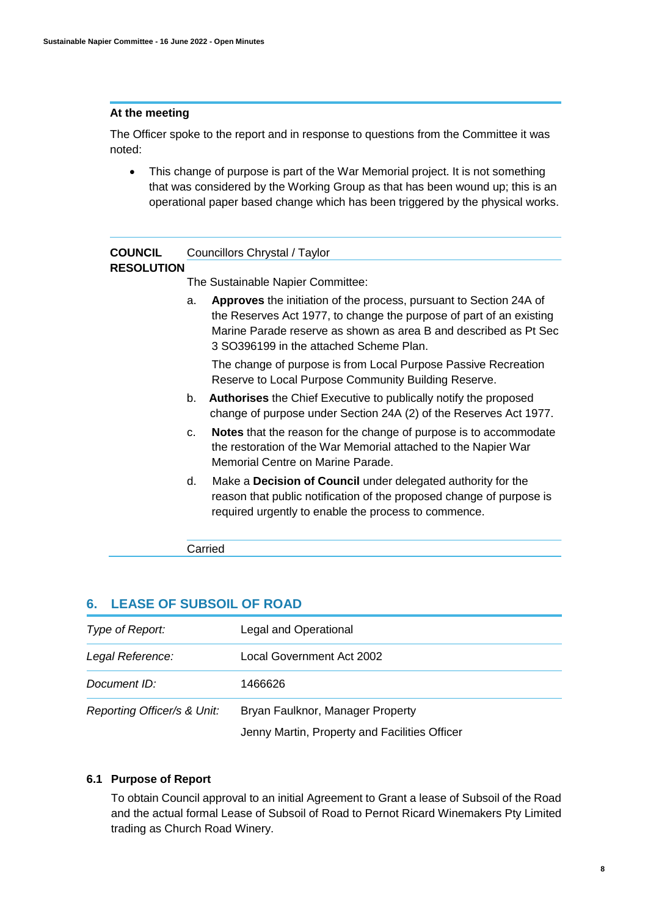**At the meeting**

The Officer spoke to the report and in response to questions from the Committee it was noted:

- This change of purpose is part of the War Memorial project. It is not something that was considered by the Working Group as that has been wound up; this is an operational paper based change which has been triggered by the physical works.

**COUNCIL RESOLUTION** Councillors Chrystal / Taylor

The Sustainable Napier Committee:

a. **Approves** the initiation of the process, pursuant to Section 24A of the Reserves Act 1977, to change the purpose of part of an existing Marine Parade reserve as shown as area B and described as Pt Sec 3 SO396199 in the attached Scheme Plan.

   The change of purpose is from Local Purpose Passive Recreation Reserve to Local Purpose Community Building Reserve.

b. **Authorises** the Chief Executive to publically notify the proposed change of purpose under Section 24A (2) of the Reserves Act 1977.

c. **Notes** that the reason for the change of purpose is to accommodate the restoration of the War Memorial attached to the Napier War Memorial Centre on Marine Parade.

d. Make a **Decision of Council** under delegated authority for the reason that public notification of the proposed change of purpose is required urgently to enable the process to commence.

Carried

## 6. LEASE OF SUBSOIL OF ROAD

| | |
|---|---|
| *Type of Report:* | Legal and Operational |
| *Legal Reference:* | Local Government Act 2002 |
| *Document ID:* | 1466626 |
| *Reporting Officer/s & Unit:* | Bryan Faulknor, Manager Property<br>Jenny Martin, Property and Facilities Officer |

### 6.1 Purpose of Report

To obtain Council approval to an initial Agreement to Grant a lease of Subsoil of the Road and the actual formal Lease of Subsoil of Road to Pernot Ricard Winemakers Pty Limited trading as Church Road Winery.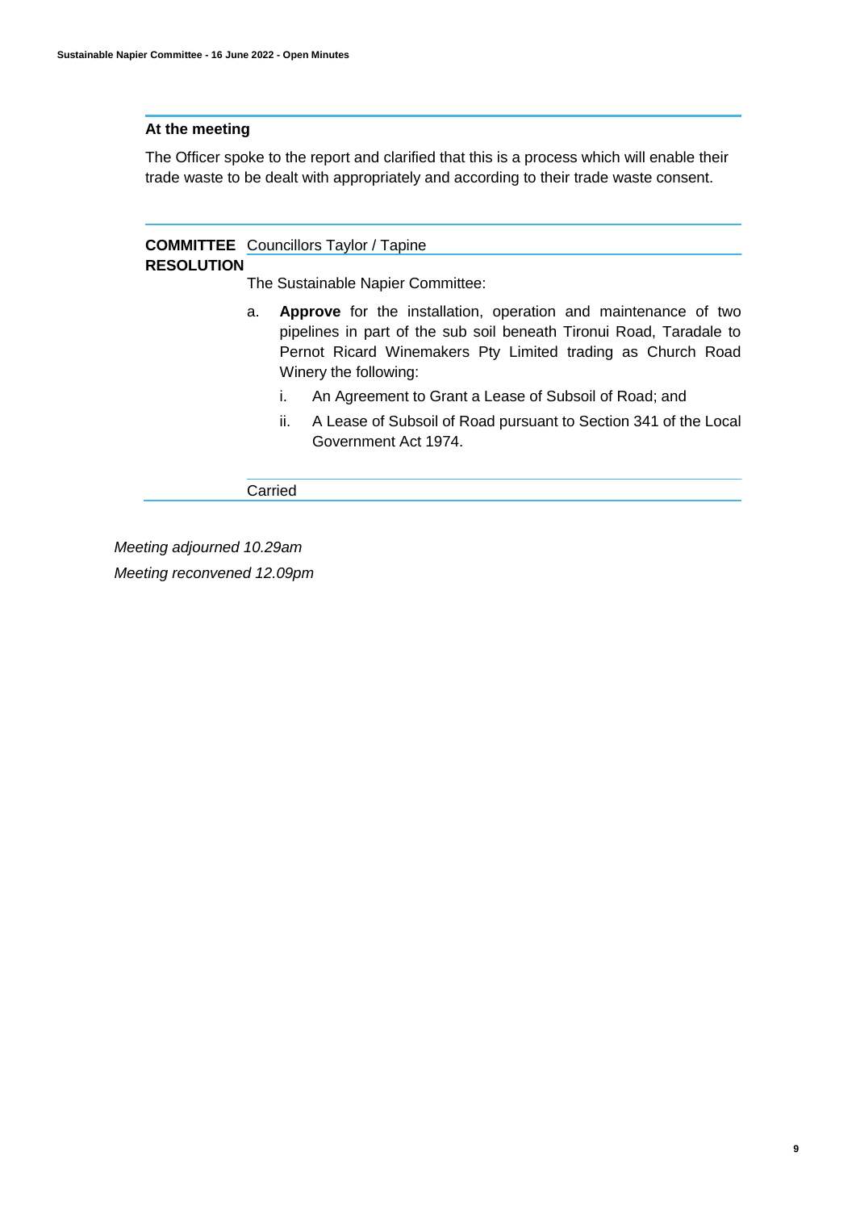### At the meeting

The Officer spoke to the report and clarified that this is a process which will enable their trade waste to be dealt with appropriately and according to their trade waste consent.

**COMMITTEE RESOLUTION**

Councillors Taylor / Tapine

The Sustainable Napier Committee:

a. **Approve** for the installation, operation and maintenance of two pipelines in part of the sub soil beneath Tironui Road, Taradale to Pernot Ricard Winemakers Pty Limited trading as Church Road Winery the following:

   i. An Agreement to Grant a Lease of Subsoil of Road; and

   ii. A Lease of Subsoil of Road pursuant to Section 341 of the Local Government Act 1974.

Carried

*Meeting adjourned 10.29am*

*Meeting reconvened 12.09pm*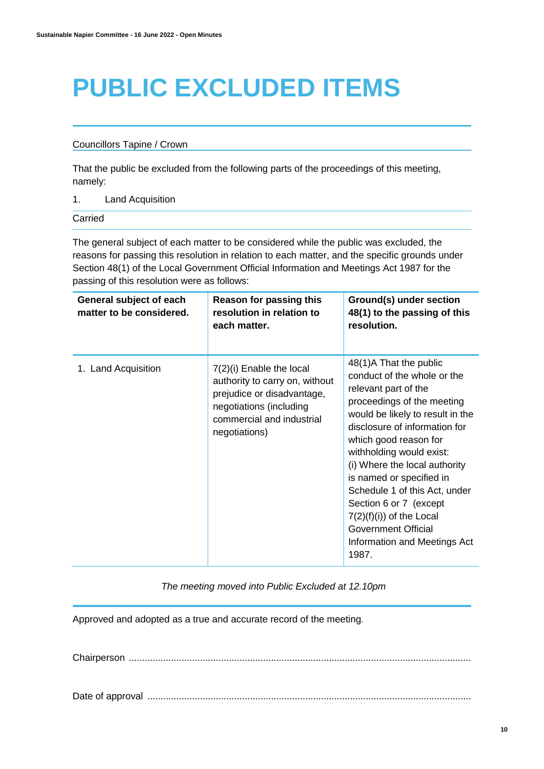# PUBLIC EXCLUDED ITEMS

Councillors Tapine / Crown

That the public be excluded from the following parts of the proceedings of this meeting, namely:

1. Land Acquisition

Carried

The general subject of each matter to be considered while the public was excluded, the reasons for passing this resolution in relation to each matter, and the specific grounds under Section 48(1) of the Local Government Official Information and Meetings Act 1987 for the passing of this resolution were as follows:

| General subject of each matter to be considered. | Reason for passing this resolution in relation to each matter. | Ground(s) under section 48(1) to the passing of this resolution. |
|---|---|---|
| 1. Land Acquisition | 7(2)(i) Enable the local authority to carry on, without prejudice or disadvantage, negotiations (including commercial and industrial negotiations) | 48(1)A That the public conduct of the whole or the relevant part of the proceedings of the meeting would be likely to result in the disclosure of information for which good reason for withholding would exist: (i) Where the local authority is named or specified in Schedule 1 of this Act, under Section 6 or 7 (except 7(2)(f)(i)) of the Local Government Official Information and Meetings Act 1987. |

*The meeting moved into Public Excluded at 12.10pm*

Approved and adopted as a true and accurate record of the meeting.

Chairperson ..................................................................................................................................

Date of approval ..........................................................................................................................